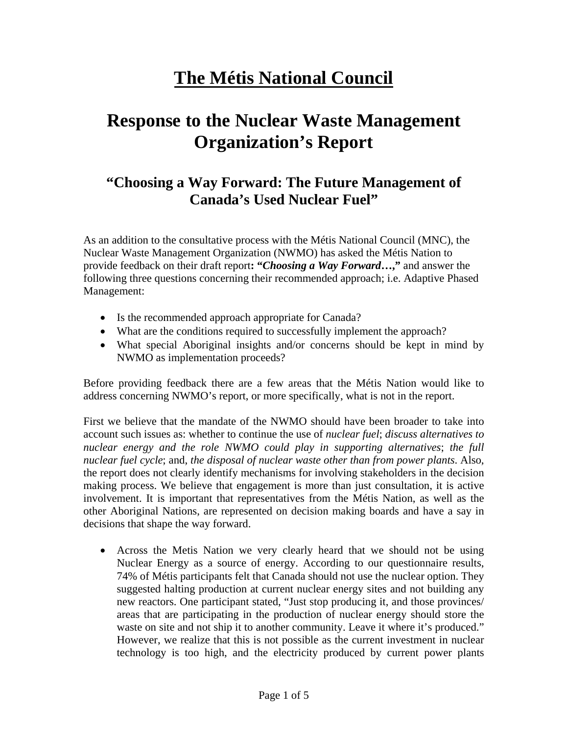# The Métis National Council

## Response to the Nuclear Waste Management Organization's Report

### "Choosing a Way Forward: The Future Management of Canada's Used Nuclear Fuel"

As an addition to the consultative process with the Métis National Council (MNC), the Nuclear Waste Management Organization (NWMO) has asked the Métis Nation to provide feedback on their draft report**: "*Choosing a Way Forward*…,"** and answer the following three questions concerning their recommended approach; i.e. Adaptive Phased Management:

- Is the recommended approach appropriate for Canada?
- What are the conditions required to successfully implement the approach?
- What special Aboriginal insights and/or concerns should be kept in mind by NWMO as implementation proceeds?

Before providing feedback there are a few areas that the Métis Nation would like to address concerning NWMO's report, or more specifically, what is not in the report.

First we believe that the mandate of the NWMO should have been broader to take into account such issues as: whether to continue the use of *nuclear fuel*; *discuss alternatives to nuclear energy and the role NWMO could play in supporting alternatives*; *the full nuclear fuel cycle*; and, *the disposal of nuclear waste other than from power plants*. Also, the report does not clearly identify mechanisms for involving stakeholders in the decision making process. We believe that engagement is more than just consultation, it is active involvement. It is important that representatives from the Métis Nation, as well as the other Aboriginal Nations, are represented on decision making boards and have a say in decisions that shape the way forward.

- Across the Metis Nation we very clearly heard that we should not be using Nuclear Energy as a source of energy. According to our questionnaire results, 74% of Métis participants felt that Canada should not use the nuclear option. They suggested halting production at current nuclear energy sites and not building any new reactors. One participant stated, "Just stop producing it, and those provinces/ areas that are participating in the production of nuclear energy should store the waste on site and not ship it to another community. Leave it where it's produced." However, we realize that this is not possible as the current investment in nuclear technology is too high, and the electricity produced by current power plants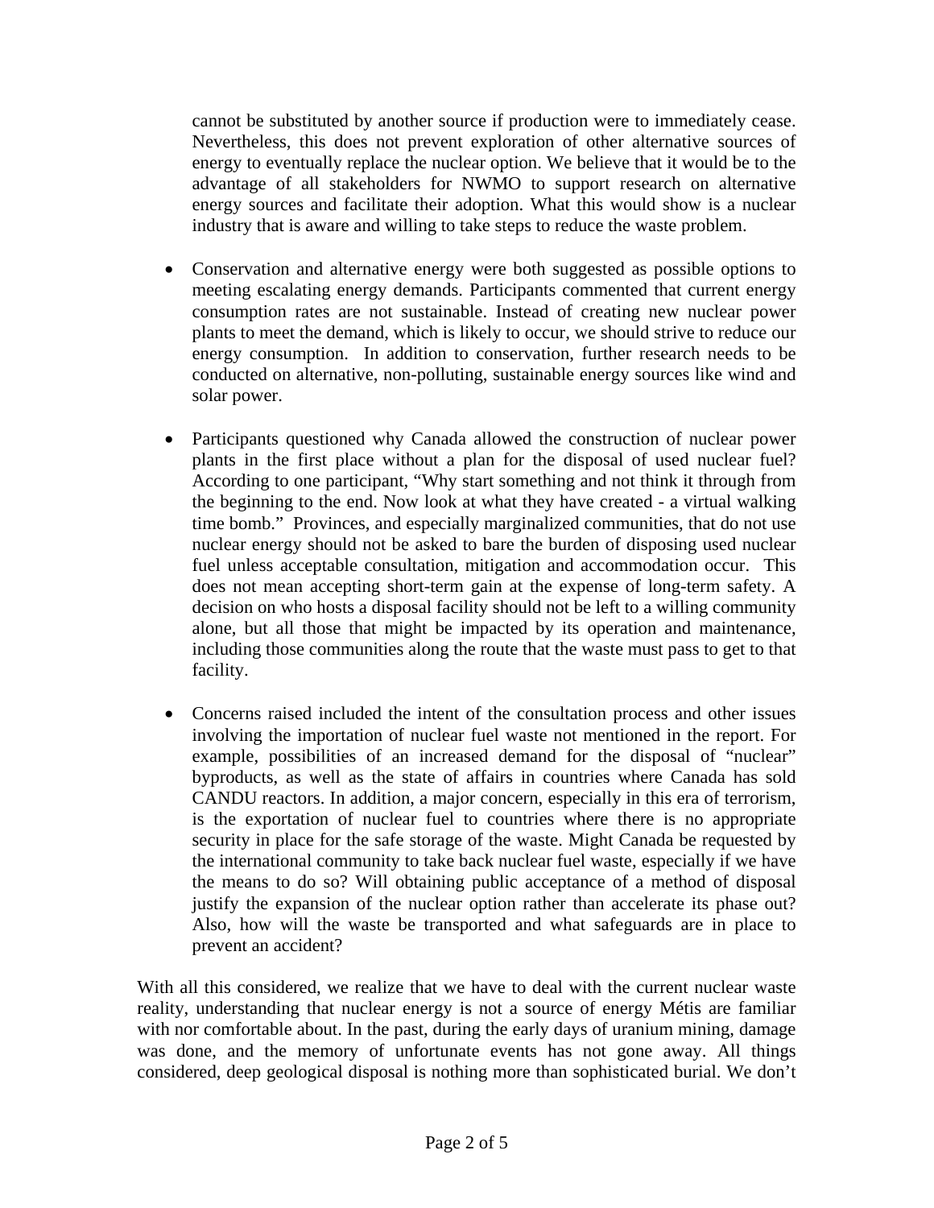cannot be substituted by another source if production were to immediately cease. Nevertheless, this does not prevent exploration of other alternative sources of energy to eventually replace the nuclear option. We believe that it would be to the advantage of all stakeholders for NWMO to support research on alternative energy sources and facilitate their adoption. What this would show is a nuclear industry that is aware and willing to take steps to reduce the waste problem.

- Conservation and alternative energy were both suggested as possible options to meeting escalating energy demands. Participants commented that current energy consumption rates are not sustainable. Instead of creating new nuclear power plants to meet the demand, which is likely to occur, we should strive to reduce our energy consumption. In addition to conservation, further research needs to be conducted on alternative, non-polluting, sustainable energy sources like wind and solar power.

- Participants questioned why Canada allowed the construction of nuclear power plants in the first place without a plan for the disposal of used nuclear fuel? According to one participant, "Why start something and not think it through from the beginning to the end. Now look at what they have created - a virtual walking time bomb." Provinces, and especially marginalized communities, that do not use nuclear energy should not be asked to bare the burden of disposing used nuclear fuel unless acceptable consultation, mitigation and accommodation occur. This does not mean accepting short-term gain at the expense of long-term safety. A decision on who hosts a disposal facility should not be left to a willing community alone, but all those that might be impacted by its operation and maintenance, including those communities along the route that the waste must pass to get to that facility.

- Concerns raised included the intent of the consultation process and other issues involving the importation of nuclear fuel waste not mentioned in the report. For example, possibilities of an increased demand for the disposal of "nuclear" byproducts, as well as the state of affairs in countries where Canada has sold CANDU reactors. In addition, a major concern, especially in this era of terrorism, is the exportation of nuclear fuel to countries where there is no appropriate security in place for the safe storage of the waste. Might Canada be requested by the international community to take back nuclear fuel waste, especially if we have the means to do so? Will obtaining public acceptance of a method of disposal justify the expansion of the nuclear option rather than accelerate its phase out? Also, how will the waste be transported and what safeguards are in place to prevent an accident?

With all this considered, we realize that we have to deal with the current nuclear waste reality, understanding that nuclear energy is not a source of energy Métis are familiar with nor comfortable about. In the past, during the early days of uranium mining, damage was done, and the memory of unfortunate events has not gone away. All things considered, deep geological disposal is nothing more than sophisticated burial. We don't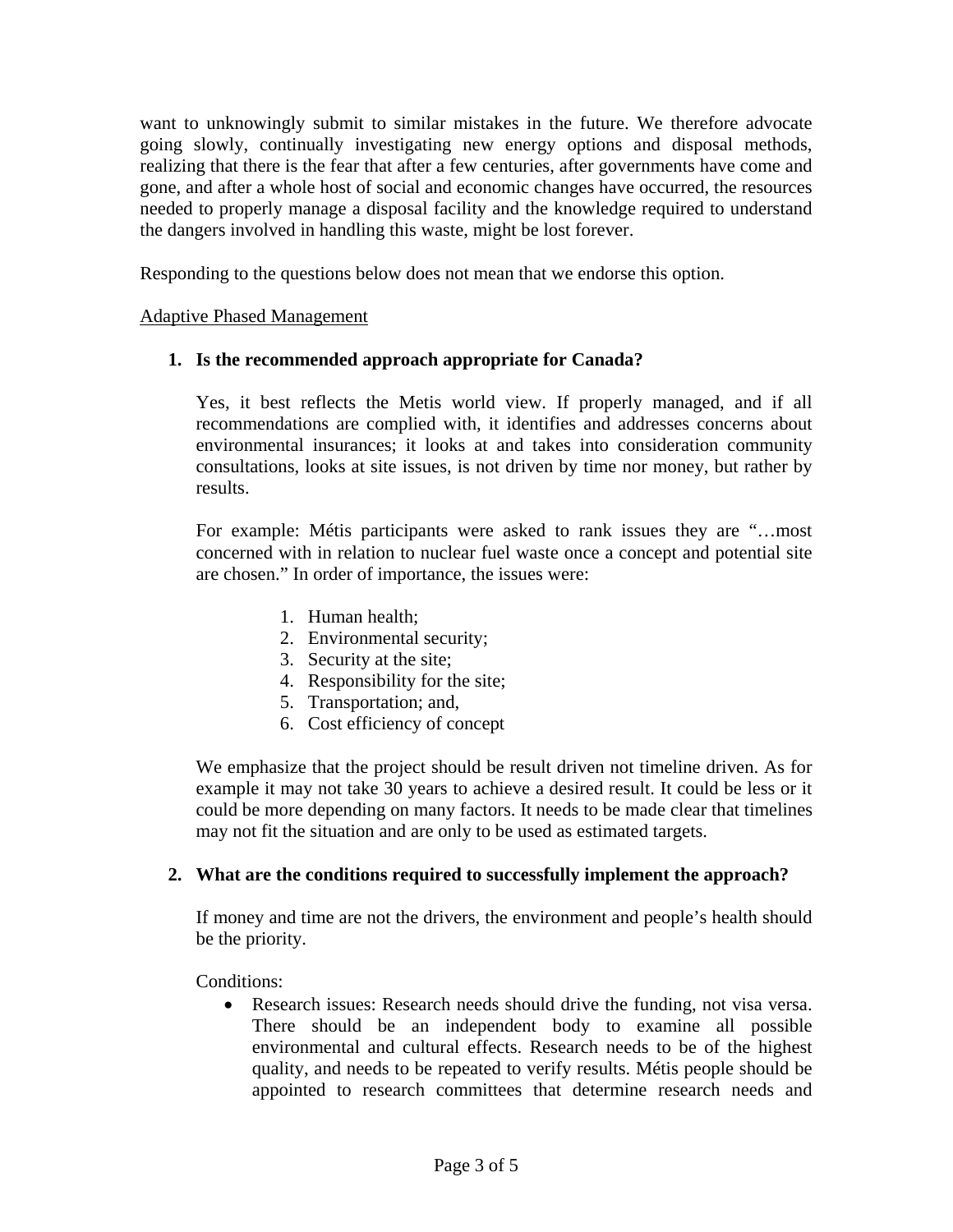want to unknowingly submit to similar mistakes in the future. We therefore advocate going slowly, continually investigating new energy options and disposal methods, realizing that there is the fear that after a few centuries, after governments have come and gone, and after a whole host of social and economic changes have occurred, the resources needed to properly manage a disposal facility and the knowledge required to understand the dangers involved in handling this waste, might be lost forever.

Responding to the questions below does not mean that we endorse this option.

<u>Adaptive Phased Management</u>

1. **Is the recommended approach appropriate for Canada?**

   Yes, it best reflects the Metis world view. If properly managed, and if all recommendations are complied with, it identifies and addresses concerns about environmental insurances; it looks at and takes into consideration community consultations, looks at site issues, is not driven by time nor money, but rather by results.

   For example: Métis participants were asked to rank issues they are "…most concerned with in relation to nuclear fuel waste once a concept and potential site are chosen." In order of importance, the issues were:

   1. Human health;
   2. Environmental security;
   3. Security at the site;
   4. Responsibility for the site;
   5. Transportation; and,
   6. Cost efficiency of concept

   We emphasize that the project should be result driven not timeline driven. As for example it may not take 30 years to achieve a desired result. It could be less or it could be more depending on many factors. It needs to be made clear that timelines may not fit the situation and are only to be used as estimated targets.

2. **What are the conditions required to successfully implement the approach?**

   If money and time are not the drivers, the environment and people's health should be the priority.

   Conditions:

   - Research issues: Research needs should drive the funding, not visa versa. There should be an independent body to examine all possible environmental and cultural effects. Research needs to be of the highest quality, and needs to be repeated to verify results. Métis people should be appointed to research committees that determine research needs and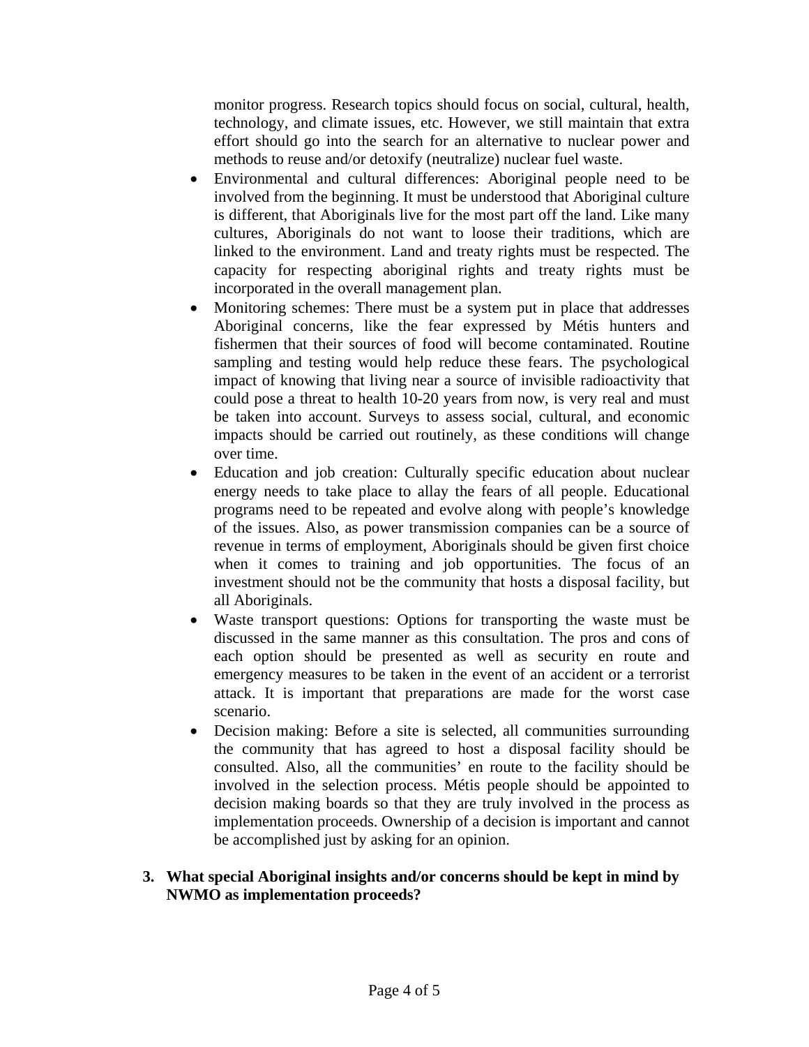monitor progress. Research topics should focus on social, cultural, health, technology, and climate issues, etc. However, we still maintain that extra effort should go into the search for an alternative to nuclear power and methods to reuse and/or detoxify (neutralize) nuclear fuel waste.

- Environmental and cultural differences: Aboriginal people need to be involved from the beginning. It must be understood that Aboriginal culture is different, that Aboriginals live for the most part off the land. Like many cultures, Aboriginals do not want to loose their traditions, which are linked to the environment. Land and treaty rights must be respected. The capacity for respecting aboriginal rights and treaty rights must be incorporated in the overall management plan.
- Monitoring schemes: There must be a system put in place that addresses Aboriginal concerns, like the fear expressed by Métis hunters and fishermen that their sources of food will become contaminated. Routine sampling and testing would help reduce these fears. The psychological impact of knowing that living near a source of invisible radioactivity that could pose a threat to health 10-20 years from now, is very real and must be taken into account. Surveys to assess social, cultural, and economic impacts should be carried out routinely, as these conditions will change over time.
- Education and job creation: Culturally specific education about nuclear energy needs to take place to allay the fears of all people. Educational programs need to be repeated and evolve along with people's knowledge of the issues. Also, as power transmission companies can be a source of revenue in terms of employment, Aboriginals should be given first choice when it comes to training and job opportunities. The focus of an investment should not be the community that hosts a disposal facility, but all Aboriginals.
- Waste transport questions: Options for transporting the waste must be discussed in the same manner as this consultation. The pros and cons of each option should be presented as well as security en route and emergency measures to be taken in the event of an accident or a terrorist attack. It is important that preparations are made for the worst case scenario.
- Decision making: Before a site is selected, all communities surrounding the community that has agreed to host a disposal facility should be consulted. Also, all the communities' en route to the facility should be involved in the selection process. Métis people should be appointed to decision making boards so that they are truly involved in the process as implementation proceeds. Ownership of a decision is important and cannot be accomplished just by asking for an opinion.

**3. What special Aboriginal insights and/or concerns should be kept in mind by NWMO as implementation proceeds?**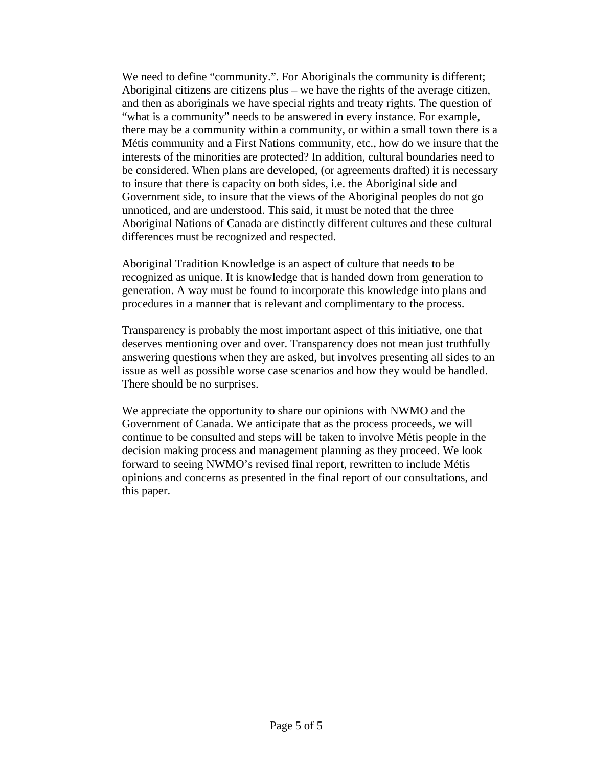We need to define “community.”. For Aboriginals the community is different; Aboriginal citizens are citizens plus – we have the rights of the average citizen, and then as aboriginals we have special rights and treaty rights. The question of “what is a community” needs to be answered in every instance. For example, there may be a community within a community, or within a small town there is a Métis community and a First Nations community, etc., how do we insure that the interests of the minorities are protected? In addition, cultural boundaries need to be considered. When plans are developed, (or agreements drafted) it is necessary to insure that there is capacity on both sides, i.e. the Aboriginal side and Government side, to insure that the views of the Aboriginal peoples do not go unnoticed, and are understood. This said, it must be noted that the three Aboriginal Nations of Canada are distinctly different cultures and these cultural differences must be recognized and respected.

Aboriginal Tradition Knowledge is an aspect of culture that needs to be recognized as unique. It is knowledge that is handed down from generation to generation. A way must be found to incorporate this knowledge into plans and procedures in a manner that is relevant and complimentary to the process.

Transparency is probably the most important aspect of this initiative, one that deserves mentioning over and over. Transparency does not mean just truthfully answering questions when they are asked, but involves presenting all sides to an issue as well as possible worse case scenarios and how they would be handled. There should be no surprises.

We appreciate the opportunity to share our opinions with NWMO and the Government of Canada. We anticipate that as the process proceeds, we will continue to be consulted and steps will be taken to involve Métis people in the decision making process and management planning as they proceed. We look forward to seeing NWMO’s revised final report, rewritten to include Métis opinions and concerns as presented in the final report of our consultations, and this paper.